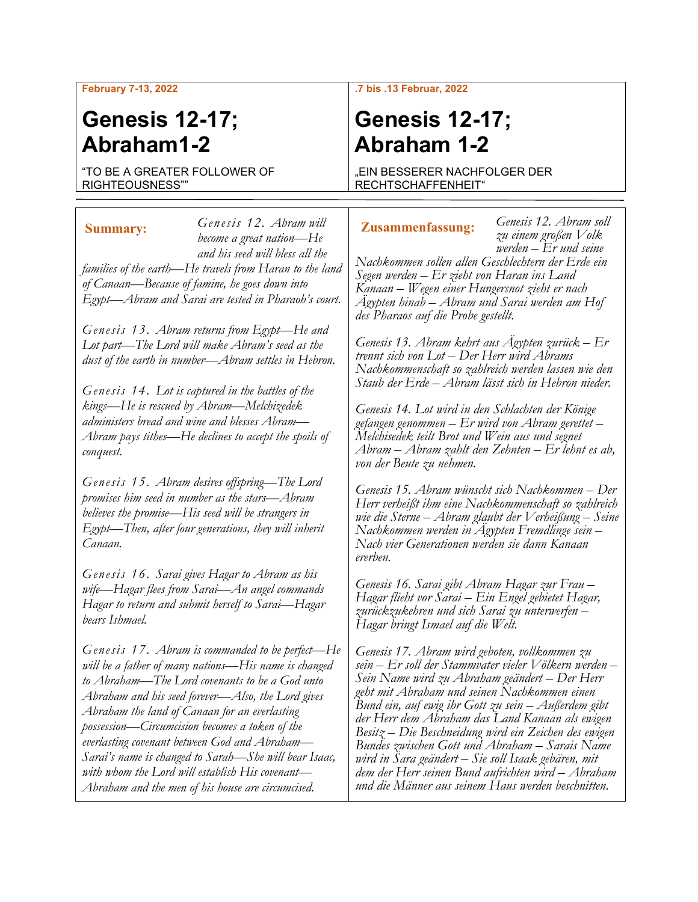February 7-13, 2022

# Genesis 12-17; Abraham1-2

“TO BE A GREATER FOLLOWER OF RIGHTEOUSNESS””

**Summary:**

*Genesis 12. Abram will become a great nation—He and his seed will bless all the families of the earth—He travels from Haran to the land of Canaan—Because of famine, he goes down into Egypt—Abram and Sarai are tested in Pharaoh’s court.*

*Genesis 13. Abram returns from Egypt—He and Lot part—The Lord will make Abram’s seed as the dust of the earth in number—Abram settles in Hebron.*

*Genesis 14. Lot is captured in the battles of the kings—He is rescued by Abram—Melchizedek administers bread and wine and blesses Abram—Abram pays tithes—He declines to accept the spoils of conquest.*

*Genesis 15. Abram desires offspring—The Lord promises him seed in number as the stars—Abram believes the promise—His seed will be strangers in Egypt—Then, after four generations, they will inherit Canaan.*

*Genesis 16. Sarai gives Hagar to Abram as his wife—Hagar flees from Sarai—An angel commands Hagar to return and submit herself to Sarai—Hagar bears Ishmael.*

*Genesis 17. Abram is commanded to be perfect—He will be a father of many nations—His name is changed to Abraham—The Lord covenants to be a God unto Abraham and his seed forever—Also, the Lord gives Abraham the land of Canaan for an everlasting possession—Circumcision becomes a token of the everlasting covenant between God and Abraham—Sarai’s name is changed to Sarah—She will bear Isaac, with whom the Lord will establish His covenant—Abraham and the men of his house are circumcised.*

.7 bis .13 Februar, 2022

# Genesis 12-17; Abraham 1-2

„EIN BESSERER NACHFOLGER DER RECHTSCHAFFENHEIT“

**Zusammenfassung:**

*Genesis 12. Abram soll zu einem großen Volk werden – Er und seine Nachkommen sollen allen Geschlechtern der Erde ein Segen werden – Er zieht von Haran ins Land Kanaan – Wegen einer Hungersnot zieht er nach Ägypten hinab – Abram und Sarai werden am Hof des Pharaos auf die Probe gestellt.*

*Genesis 13. Abram kehrt aus Ägypten zurück – Er trennt sich von Lot – Der Herr wird Abrams Nachkommenschaft so zahlreich werden lassen wie den Staub der Erde – Abram lässt sich in Hebron nieder.*

*Genesis 14. Lot wird in den Schlachten der Könige gefangen genommen – Er wird von Abram gerettet – Melchisedek teilt Brot und Wein aus und segnet Abram – Abram zahlt den Zehnten – Er lehnt es ab, von der Beute zu nehmen.*

*Genesis 15. Abram wünscht sich Nachkommen – Der Herr verheißt ihm eine Nachkommenschaft so zahlreich wie die Sterne – Abram glaubt der Verheißung – Seine Nachkommen werden in Ägypten Fremdlinge sein – Nach vier Generationen werden sie dann Kanaan ererben.*

*Genesis 16. Sarai gibt Abram Hagar zur Frau – Hagar flieht vor Sarai – Ein Engel gebietet Hagar, zurückzukehren und sich Sarai zu unterwerfen – Hagar bringt Ismael auf die Welt.*

*Genesis 17. Abram wird geboten, vollkommen zu sein – Er soll der Stammvater vieler Völkern werden – Sein Name wird zu Abraham geändert – Der Herr geht mit Abraham und seinen Nachkommen einen Bund ein, auf ewig ihr Gott zu sein – Außerdem gibt der Herr dem Abraham das Land Kanaan als ewigen Besitz – Die Beschneidung wird ein Zeichen des ewigen Bundes zwischen Gott und Abraham – Sarais Name wird in Sara geändert – Sie soll Isaak gebären, mit dem der Herr seinen Bund aufrichten wird – Abraham und die Männer aus seinem Haus werden beschnitten.*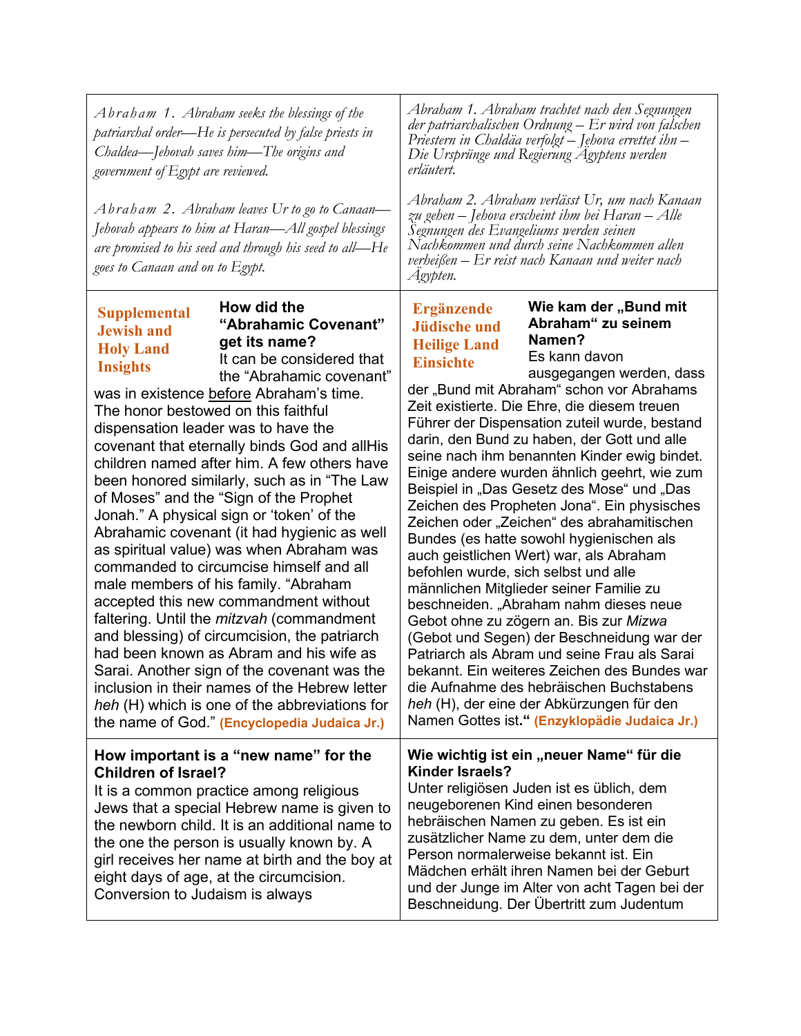| | |
|---|---|
| *Abraham 1. Abraham seeks the blessings of the patriarchal order—He is persecuted by false priests in Chaldea—Jehovah saves him—The origins and government of Egypt are reviewed.*<br><br>*Abraham 2. Abraham leaves Ur to go to Canaan—Jehovah appears to him at Haran—All gospel blessings are promised to his seed and through his seed to all—He goes to Canaan and on to Egypt.* | *Abraham 1. Abraham trachtet nach den Segnungen der patriarchalischen Ordnung – Er wird von falschen Priestern in Chaldäa verfolgt – Jehova errettet ihn – Die Ursprünge und Regierung Ägyptens werden erläutert.*<br><br>*Abraham 2. Abraham verlässt Ur, um nach Kanaan zu gehen – Jehova erscheint ihm bei Haran – Alle Segnungen des Evangeliums werden seinen Nachkommen und durch seine Nachkommen allen verheißen – Er reist nach Kanaan und weiter nach Ägypten.* |
| **Supplemental Jewish and Holy Land Insights**<br><br>**How did the "Abrahamic Covenant" get its name?**<br>It can be considered that the "Abrahamic covenant" was in existence before Abraham's time. The honor bestowed on this faithful dispensation leader was to have the covenant that eternally binds God and allHis children named after him. A few others have been honored similarly, such as in "The Law of Moses" and the "Sign of the Prophet Jonah." A physical sign or 'token' of the Abrahamic covenant (it had hygienic as well as spiritual value) was when Abraham was commanded to circumcise himself and all male members of his family. "Abraham accepted this new commandment without faltering. Until the *mitzvah* (commandment and blessing) of circumcision, the patriarch had been known as Abram and his wife as Sarai. Another sign of the covenant was the inclusion in their names of the Hebrew letter *heh* (H) which is one of the abbreviations for the name of God." **(Encyclopedia Judaica Jr.)** | **Ergänzende Jüdische und Heilige Land Einsichte**<br><br>**Wie kam der „Bund mit Abraham" zu seinem Namen?**<br>Es kann davon ausgegangen werden, dass der „Bund mit Abraham" schon vor Abrahams Zeit existierte. Die Ehre, die diesem treuen Führer der Dispensation zuteil wurde, bestand darin, den Bund zu haben, der Gott und alle seine nach ihm benannten Kinder ewig bindet. Einige andere wurden ähnlich geehrt, wie zum Beispiel in „Das Gesetz des Mose" und „Das Zeichen des Propheten Jona". Ein physisches Zeichen oder „Zeichen" des abrahamitischen Bundes (es hatte sowohl hygienischen als auch geistlichen Wert) war, als Abraham befohlen wurde, sich selbst und alle männlichen Mitglieder seiner Familie zu beschneiden. „Abraham nahm dieses neue Gebot ohne zu zögern an. Bis zur *Mizwa* (Gebot und Segen) der Beschneidung war der Patriarch als Abram und seine Frau als Sarai bekannt. Ein weiteres Zeichen des Bundes war die Aufnahme des hebräischen Buchstabens *heh* (H), der eine der Abkürzungen für den Namen Gottes ist.**"** **(Enzyklopädie Judaica Jr.)** |
| **How important is a "new name" for the Children of Israel?**<br>It is a common practice among religious Jews that a special Hebrew name is given to the newborn child. It is an additional name to the one the person is usually known by. A girl receives her name at birth and the boy at eight days of age, at the circumcision. Conversion to Judaism is always | **Wie wichtig ist ein „neuer Name" für die Kinder Israels?**<br>Unter religiösen Juden ist es üblich, dem neugeborenen Kind einen besonderen hebräischen Namen zu geben. Es ist ein zusätzlicher Name zu dem, unter dem die Person normalerweise bekannt ist. Ein Mädchen erhält ihren Namen bei der Geburt und der Junge im Alter von acht Tagen bei der Beschneidung. Der Übertritt zum Judentum |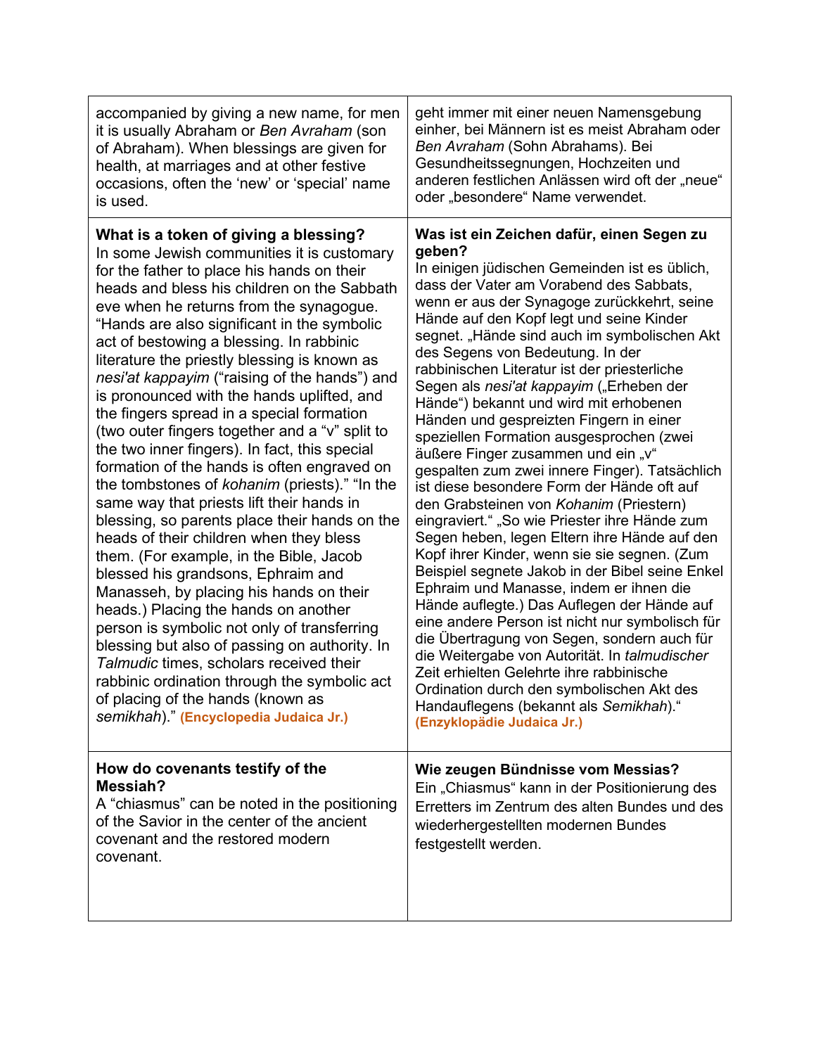| | |
|---|---|
| accompanied by giving a new name, for men it is usually Abraham or *Ben Avraham* (son of Abraham). When blessings are given for health, at marriages and at other festive occasions, often the 'new' or 'special' name is used. | geht immer mit einer neuen Namensgebung einher, bei Männern ist es meist Abraham oder *Ben Avraham* (Sohn Abrahams). Bei Gesundheitssegnungen, Hochzeiten und anderen festlichen Anlässen wird oft der „neue" oder „besondere" Name verwendet. |
| **What is a token of giving a blessing?**<br>In some Jewish communities it is customary for the father to place his hands on their heads and bless his children on the Sabbath eve when he returns from the synagogue. "Hands are also significant in the symbolic act of bestowing a blessing. In rabbinic literature the priestly blessing is known as *nesi'at kappayim* ("raising of the hands") and is pronounced with the hands uplifted, and the fingers spread in a special formation (two outer fingers together and a "v" split to the two inner fingers). In fact, this special formation of the hands is often engraved on the tombstones of *kohanim* (priests)." "In the same way that priests lift their hands in blessing, so parents place their hands on the heads of their children when they bless them. (For example, in the Bible, Jacob blessed his grandsons, Ephraim and Manasseh, by placing his hands on their heads.) Placing the hands on another person is symbolic not only of transferring blessing but also of passing on authority. In *Talmudic* times, scholars received their rabbinic ordination through the symbolic act of placing of the hands (known as *semikhah*)." **(Encyclopedia Judaica Jr.)** | **Was ist ein Zeichen dafür, einen Segen zu geben?**<br>In einigen jüdischen Gemeinden ist es üblich, dass der Vater am Vorabend des Sabbats, wenn er aus der Synagoge zurückkehrt, seine Hände auf den Kopf legt und seine Kinder segnet. „Hände sind auch im symbolischen Akt des Segens von Bedeutung. In der rabbinischen Literatur ist der priesterliche Segen als *nesi'at kappayim* („Erheben der Hände") bekannt und wird mit erhobenen Händen und gespreizten Fingern in einer speziellen Formation ausgesprochen (zwei äußere Finger zusammen und ein „v" gespalten zum zwei innere Finger). Tatsächlich ist diese besondere Form der Hände oft auf den Grabsteinen von *Kohanim* (Priestern) eingraviert." „So wie Priester ihre Hände zum Segen heben, legen Eltern ihre Hände auf den Kopf ihrer Kinder, wenn sie sie segnen. (Zum Beispiel segnete Jakob in der Bibel seine Enkel Ephraim und Manasse, indem er ihnen die Hände auflegte.) Das Auflegen der Hände auf eine andere Person ist nicht nur symbolisch für die Übertragung von Segen, sondern auch für die Weitergabe von Autorität. In *talmudischer* Zeit erhielten Gelehrte ihre rabbinische Ordination durch den symbolischen Akt des Handauflegens (bekannt als *Semikhah*)." **(Enzyklopädie Judaica Jr.)** |
| **How do covenants testify of the Messiah?**<br>A "chiasmus" can be noted in the positioning of the Savior in the center of the ancient covenant and the restored modern covenant. | **Wie zeugen Bündnisse vom Messias?**<br>Ein „Chiasmus" kann in der Positionierung des Erretters im Zentrum des alten Bundes und des wiederhergestellten modernen Bundes festgestellt werden. |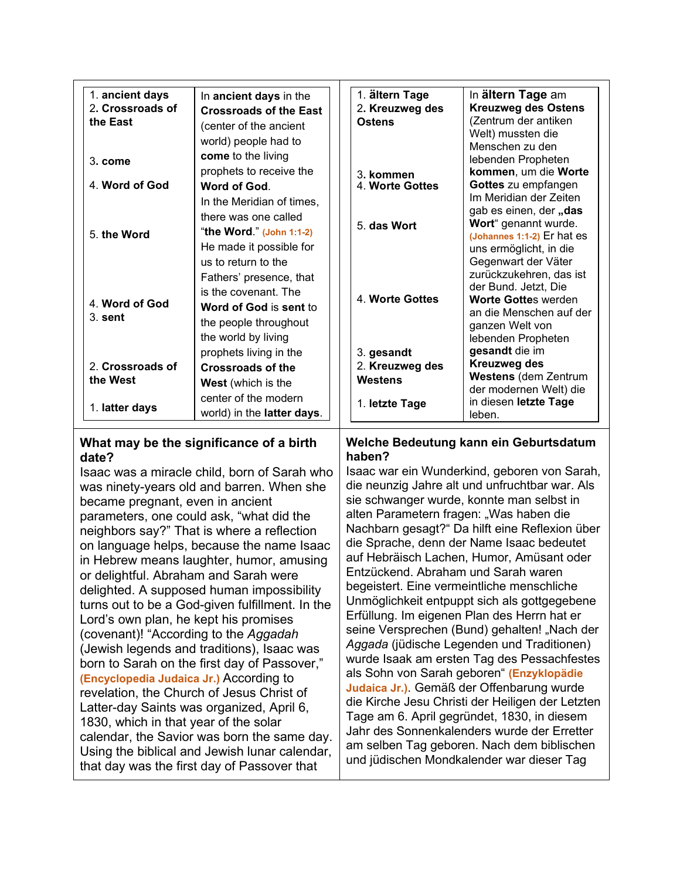| | |
|---|---|
| 1. **ancient days**<br>2. **Crossroads of the East**<br><br>3. **come**<br><br>4. **Word of God**<br><br>5. **the Word**<br><br>4. **Word of God**<br>3. **sent**<br><br>2. **Crossroads of the West**<br><br>1. **latter days** | In **ancient days** in the **Crossroads of the East** (center of the ancient world) people had to **come** to the living prophets to receive the **Word of God**. In the Meridian of times, there was one called "**the Word**." (John 1:1-2) He made it possible for us to return to the Fathers' presence, that is the covenant. The **Word of God** is **sent** to the people throughout the world by living prophets living in the **Crossroads of the West** (which is the center of the modern world) in the **latter days**. |

| | |
|---|---|
| 1. **ältern Tage**<br>2. **Kreuzweg des Ostens**<br><br>3. **kommen**<br>4. **Worte Gottes**<br><br>5. **das Wort**<br><br>4. **Worte Gottes**<br><br>3. **gesandt**<br>2. **Kreuzweg des Westens**<br><br>1. **letzte Tage** | In **ältern Tage** am **Kreuzweg des Ostens** (Zentrum der antiken Welt) mussten die Menschen zu den lebenden Propheten **kommen**, um die **Worte Gottes** zu empfangen Im Meridian der Zeiten gab es einen, der **„das Wort"** genannt wurde. (Johannes 1:1-2) Er hat es uns ermöglicht, in die Gegenwart der Väter zurückzukehren, das ist der Bund. Jetzt, Die **Worte Gottes** werden an die Menschen auf der ganzen Welt von lebenden Propheten **gesandt** die im **Kreuzweg des Westens** (dem Zentrum der modernen Welt) die in diesen **letzte Tage** leben. |

**What may be the significance of a birth date?**

Isaac was a miracle child, born of Sarah who was ninety-years old and barren. When she became pregnant, even in ancient parameters, one could ask, "what did the neighbors say?" That is where a reflection on language helps, because the name Isaac in Hebrew means laughter, humor, amusing or delightful. Abraham and Sarah were delighted. A supposed human impossibility turns out to be a God-given fulfillment. In the Lord's own plan, he kept his promises (covenant)! "According to the *Aggadah* (Jewish legends and traditions), Isaac was born to Sarah on the first day of Passover," (Encyclopedia Judaica Jr.) According to revelation, the Church of Jesus Christ of Latter-day Saints was organized, April 6, 1830, which in that year of the solar calendar, the Savior was born the same day. Using the biblical and Jewish lunar calendar, that day was the first day of Passover that

**Welche Bedeutung kann ein Geburtsdatum haben?**

Isaac war ein Wunderkind, geboren von Sarah, die neunzig Jahre alt und unfruchtbar war. Als sie schwanger wurde, konnte man selbst in alten Parametern fragen: „Was haben die Nachbarn gesagt?" Da hilft eine Reflexion über die Sprache, denn der Name Isaac bedeutet auf Hebräisch Lachen, Humor, Amüsant oder Entzückend. Abraham und Sarah waren begeistert. Eine vermeintliche menschliche Unmöglichkeit entpuppt sich als gottgegebene Erfüllung. Im eigenen Plan des Herrn hat er seine Versprechen (Bund) gehalten! „Nach der *Aggada* (jüdische Legenden und Traditionen) wurde Isaak am ersten Tag des Pessachfestes als Sohn von Sarah geboren" (Enzyklopädie Judaica Jr.). Gemäß der Offenbarung wurde die Kirche Jesu Christi der Heiligen der Letzten Tage am 6. April gegründet, 1830, in diesem Jahr des Sonnenkalenders wurde der Erretter am selben Tag geboren. Nach dem biblischen und jüdischen Mondkalender war dieser Tag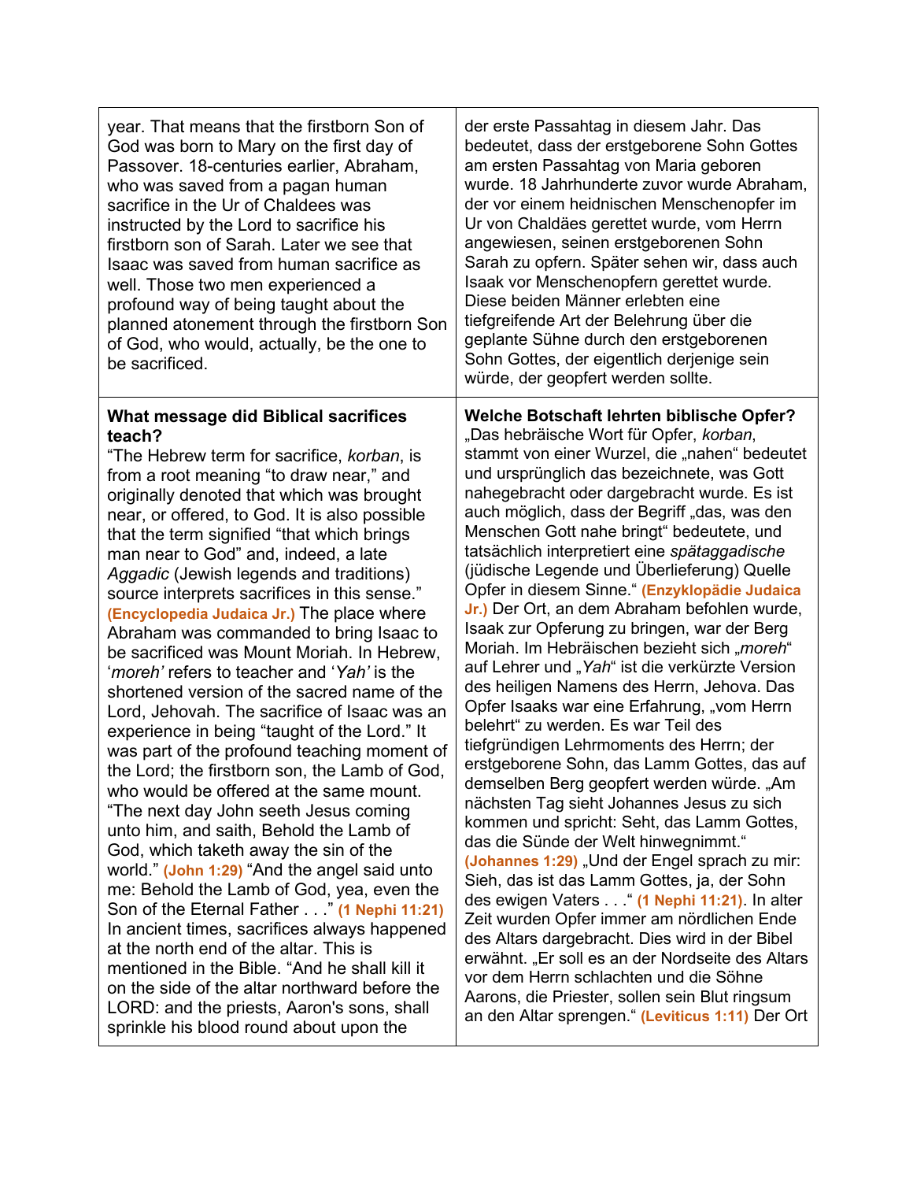| | |
|---|---|
| year. That means that the firstborn Son of God was born to Mary on the first day of Passover. 18-centuries earlier, Abraham, who was saved from a pagan human sacrifice in the Ur of Chaldees was instructed by the Lord to sacrifice his firstborn son of Sarah. Later we see that Isaac was saved from human sacrifice as well. Those two men experienced a profound way of being taught about the planned atonement through the firstborn Son of God, who would, actually, be the one to be sacrificed. | der erste Passahtag in diesem Jahr. Das bedeutet, dass der erstgeborene Sohn Gottes am ersten Passahtag von Maria geboren wurde. 18 Jahrhunderte zuvor wurde Abraham, der vor einem heidnischen Menschenopfer im Ur von Chaldäes gerettet wurde, vom Herrn angewiesen, seinen erstgeborenen Sohn Sarah zu opfern. Später sehen wir, dass auch Isaak vor Menschenopfern gerettet wurde. Diese beiden Männer erlebten eine tiefgreifende Art der Belehrung über die geplante Sühne durch den erstgeborenen Sohn Gottes, der eigentlich derjenige sein würde, der geopfert werden sollte. |
| **What message did Biblical sacrifices teach?** "The Hebrew term for sacrifice, *korban*, is from a root meaning "to draw near," and originally denoted that which was brought near, or offered, to God. It is also possible that the term signified "that which brings man near to God" and, indeed, a late *Aggadic* (Jewish legends and traditions) source interprets sacrifices in this sense." **(Encyclopedia Judaica Jr.)** The place where Abraham was commanded to bring Isaac to be sacrificed was Mount Moriah. In Hebrew, '*moreh'* refers to teacher and '*Yah'* is the shortened version of the sacred name of the Lord, Jehovah. The sacrifice of Isaac was an experience in being "taught of the Lord." It was part of the profound teaching moment of the Lord; the firstborn son, the Lamb of God, who would be offered at the same mount. "The next day John seeth Jesus coming unto him, and saith, Behold the Lamb of God, which taketh away the sin of the world." **(John 1:29)** "And the angel said unto me: Behold the Lamb of God, yea, even the Son of the Eternal Father . . ." **(1 Nephi 11:21)** In ancient times, sacrifices always happened at the north end of the altar. This is mentioned in the Bible. "And he shall kill it on the side of the altar northward before the LORD: and the priests, Aaron's sons, shall sprinkle his blood round about upon the | **Welche Botschaft lehrten biblische Opfer?** „Das hebräische Wort für Opfer, *korban*, stammt von einer Wurzel, die „nahen" bedeutet und ursprünglich das bezeichnete, was Gott nahegebracht oder dargebracht wurde. Es ist auch möglich, dass der Begriff „das, was den Menschen Gott nahe bringt" bedeutete, und tatsächlich interpretiert eine *spätaggadische* (jüdische Legende und Überlieferung) Quelle Opfer in diesem Sinne." **(Enzyklopädie Judaica Jr.)** Der Ort, an dem Abraham befohlen wurde, Isaak zur Opferung zu bringen, war der Berg Moriah. Im Hebräischen bezieht sich „*moreh*" auf Lehrer und „*Yah*" ist die verkürzte Version des heiligen Namens des Herrn, Jehova. Das Opfer Isaaks war eine Erfahrung, „vom Herrn belehrt" zu werden. Es war Teil des tiefgründigen Lehrmoments des Herrn; der erstgeborene Sohn, das Lamm Gottes, das auf demselben Berg geopfert werden würde. „Am nächsten Tag sieht Johannes Jesus zu sich kommen und spricht: Seht, das Lamm Gottes, das die Sünde der Welt hinwegnimmt." **(Johannes 1:29)** „Und der Engel sprach zu mir: Sieh, das ist das Lamm Gottes, ja, der Sohn des ewigen Vaters . . ." **(1 Nephi 11:21)**. In alter Zeit wurden Opfer immer am nördlichen Ende des Altars dargebracht. Dies wird in der Bibel erwähnt. „Er soll es an der Nordseite des Altars vor dem Herrn schlachten und die Söhne Aarons, die Priester, sollen sein Blut ringsum an den Altar sprengen." **(Leviticus 1:11)** Der Ort |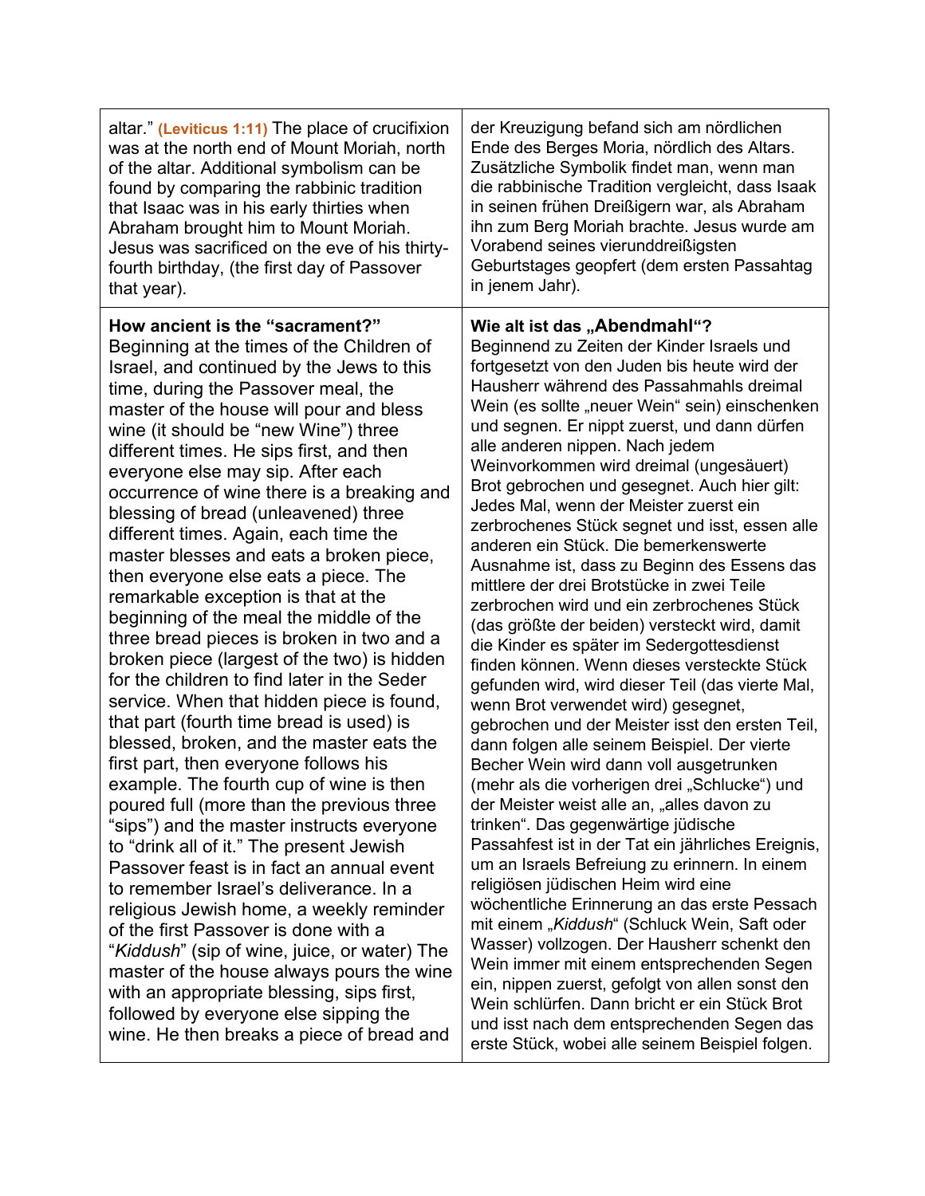| | |
|---|---|
| altar." **(Leviticus 1:11)** The place of crucifixion was at the north end of Mount Moriah, north of the altar. Additional symbolism can be found by comparing the rabbinic tradition that Isaac was in his early thirties when Abraham brought him to Mount Moriah. Jesus was sacrificed on the eve of his thirty-fourth birthday, (the first day of Passover that year). | der Kreuzigung befand sich am nördlichen Ende des Berges Moria, nördlich des Altars. Zusätzliche Symbolik findet man, wenn man die rabbinische Tradition vergleicht, dass Isaak in seinen frühen Dreißigern war, als Abraham ihn zum Berg Moriah brachte. Jesus wurde am Vorabend seines vierunddreißigsten Geburtstages geopfert (dem ersten Passahtag in jenem Jahr). |
| **How ancient is the "sacrament?"** Beginning at the times of the Children of Israel, and continued by the Jews to this time, during the Passover meal, the master of the house will pour and bless wine (it should be "new Wine") three different times. He sips first, and then everyone else may sip. After each occurrence of wine there is a breaking and blessing of bread (unleavened) three different times. Again, each time the master blesses and eats a broken piece, then everyone else eats a piece. The remarkable exception is that at the beginning of the meal the middle of the three bread pieces is broken in two and a broken piece (largest of the two) is hidden for the children to find later in the Seder service. When that hidden piece is found, that part (fourth time bread is used) is blessed, broken, and the master eats the first part, then everyone follows his example. The fourth cup of wine is then poured full (more than the previous three "sips") and the master instructs everyone to "drink all of it." The present Jewish Passover feast is in fact an annual event to remember Israel's deliverance. In a religious Jewish home, a weekly reminder of the first Passover is done with a "*Kiddush*" (sip of wine, juice, or water) The master of the house always pours the wine with an appropriate blessing, sips first, followed by everyone else sipping the wine. He then breaks a piece of bread and | **Wie alt ist das „Abendmahl"?** Beginnend zu Zeiten der Kinder Israels und fortgesetzt von den Juden bis heute wird der Hausherr während des Passahmahls dreimal Wein (es sollte „neuer Wein" sein) einschenken und segnen. Er nippt zuerst, und dann dürfen alle anderen nippen. Nach jedem Weinvorkommen wird dreimal (ungesäuert) Brot gebrochen und gesegnet. Auch hier gilt: Jedes Mal, wenn der Meister zuerst ein zerbrochenes Stück segnet und isst, essen alle anderen ein Stück. Die bemerkenswerte Ausnahme ist, dass zu Beginn des Essens das mittlere der drei Brotstücke in zwei Teile zerbrochen wird und ein zerbrochenes Stück (das größte der beiden) versteckt wird, damit die Kinder es später im Sedergottesdienst finden können. Wenn dieses versteckte Stück gefunden wird, wird dieser Teil (das vierte Mal, wenn Brot verwendet wird) gesegnet, gebrochen und der Meister isst den ersten Teil, dann folgen alle seinem Beispiel. Der vierte Becher Wein wird dann voll ausgetrunken (mehr als die vorherigen drei „Schlucke") und der Meister weist alle an, „alles davon zu trinken". Das gegenwärtige jüdische Passahfest ist in der Tat ein jährliches Ereignis, um an Israels Befreiung zu erinnern. In einem religiösen jüdischen Heim wird eine wöchentliche Erinnerung an das erste Pessach mit einem „*Kiddush*" (Schluck Wein, Saft oder Wasser) vollzogen. Der Hausherr schenkt den Wein immer mit einem entsprechenden Segen ein, nippen zuerst, gefolgt von allen sonst den Wein schlürfen. Dann bricht er ein Stück Brot und isst nach dem entsprechenden Segen das erste Stück, wobei alle seinem Beispiel folgen. |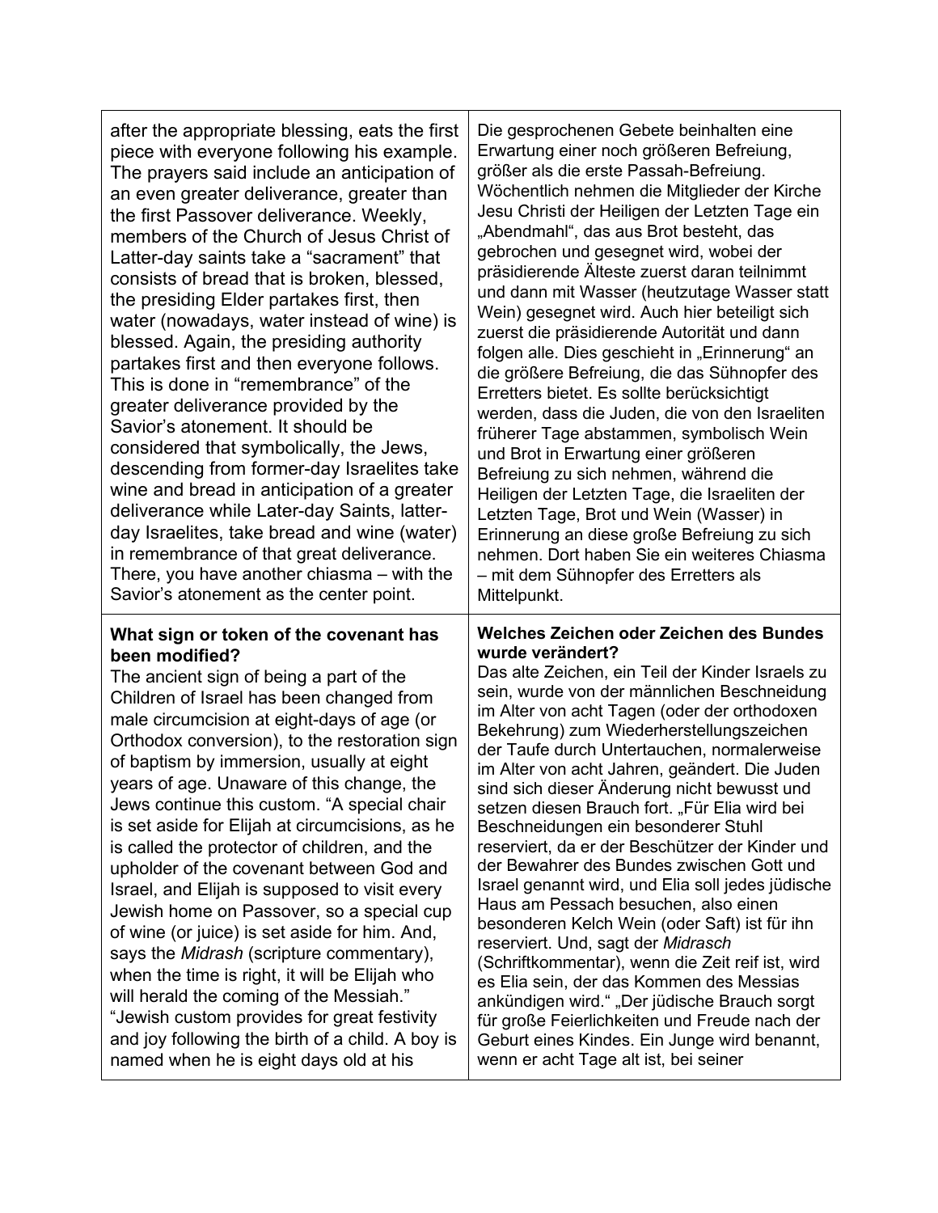| | |
|---|---|
| after the appropriate blessing, eats the first piece with everyone following his example. The prayers said include an anticipation of an even greater deliverance, greater than the first Passover deliverance. Weekly, members of the Church of Jesus Christ of Latter-day saints take a "sacrament" that consists of bread that is broken, blessed, the presiding Elder partakes first, then water (nowadays, water instead of wine) is blessed. Again, the presiding authority partakes first and then everyone follows. This is done in "remembrance" of the greater deliverance provided by the Savior's atonement. It should be considered that symbolically, the Jews, descending from former-day Israelites take wine and bread in anticipation of a greater deliverance while Later-day Saints, latter-day Israelites, take bread and wine (water) in remembrance of that great deliverance. There, you have another chiasma – with the Savior's atonement as the center point. | Die gesprochenen Gebete beinhalten eine Erwartung einer noch größeren Befreiung, größer als die erste Passah-Befreiung. Wöchentlich nehmen die Mitglieder der Kirche Jesu Christi der Heiligen der Letzten Tage ein „Abendmahl", das aus Brot besteht, das gebrochen und gesegnet wird, wobei der präsidierende Älteste zuerst daran teilnimmt und dann mit Wasser (heutzutage Wasser statt Wein) gesegnet wird. Auch hier beteiligt sich zuerst die präsidierende Autorität und dann folgen alle. Dies geschieht in „Erinnerung" an die größere Befreiung, die das Sühnopfer des Erretters bietet. Es sollte berücksichtigt werden, dass die Juden, die von den Israeliten früherer Tage abstammen, symbolisch Wein und Brot in Erwartung einer größeren Befreiung zu sich nehmen, während die Heiligen der Letzten Tage, die Israeliten der Letzten Tage, Brot und Wein (Wasser) in Erinnerung an diese große Befreiung zu sich nehmen. Dort haben Sie ein weiteres Chiasma – mit dem Sühnopfer des Erretters als Mittelpunkt. |
| **What sign or token of the covenant has been modified?** The ancient sign of being a part of the Children of Israel has been changed from male circumcision at eight-days of age (or Orthodox conversion), to the restoration sign of baptism by immersion, usually at eight years of age. Unaware of this change, the Jews continue this custom. "A special chair is set aside for Elijah at circumcisions, as he is called the protector of children, and the upholder of the covenant between God and Israel, and Elijah is supposed to visit every Jewish home on Passover, so a special cup of wine (or juice) is set aside for him. And, says the *Midrash* (scripture commentary), when the time is right, it will be Elijah who will herald the coming of the Messiah." "Jewish custom provides for great festivity and joy following the birth of a child. A boy is named when he is eight days old at his | **Welches Zeichen oder Zeichen des Bundes wurde verändert?** Das alte Zeichen, ein Teil der Kinder Israels zu sein, wurde von der männlichen Beschneidung im Alter von acht Tagen (oder der orthodoxen Bekehrung) zum Wiederherstellungszeichen der Taufe durch Untertauchen, normalerweise im Alter von acht Jahren, geändert. Die Juden sind sich dieser Änderung nicht bewusst und setzen diesen Brauch fort. „Für Elia wird bei Beschneidungen ein besonderer Stuhl reserviert, da er der Beschützer der Kinder und der Bewahrer des Bundes zwischen Gott und Israel genannt wird, und Elia soll jedes jüdische Haus am Pessach besuchen, also einen besonderen Kelch Wein (oder Saft) ist für ihn reserviert. Und, sagt der *Midrasch* (Schriftkommentar), wenn die Zeit reif ist, wird es Elia sein, der das Kommen des Messias ankündigen wird." „Der jüdische Brauch sorgt für große Feierlichkeiten und Freude nach der Geburt eines Kindes. Ein Junge wird benannt, wenn er acht Tage alt ist, bei seiner |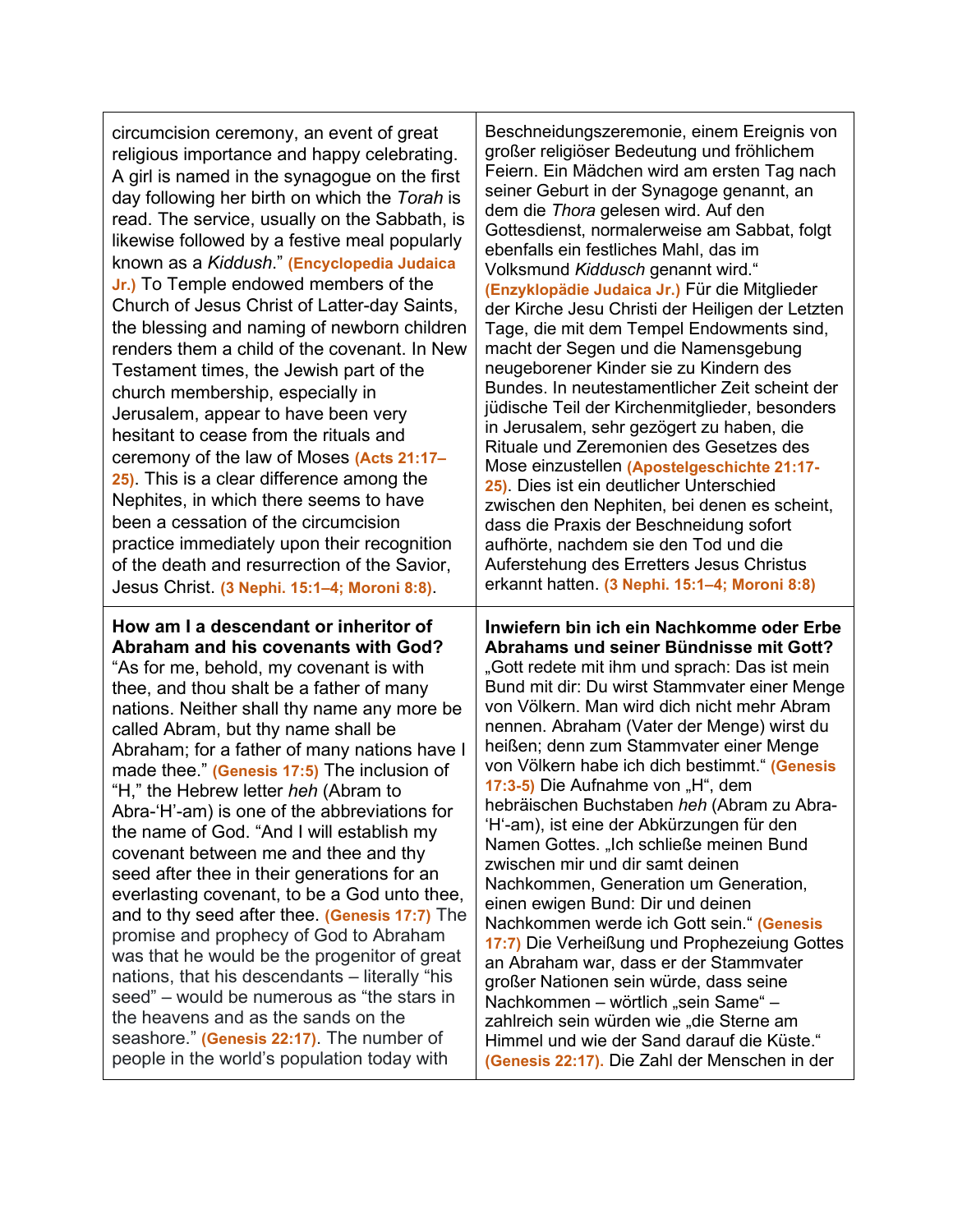| | |
|---|---|
| circumcision ceremony, an event of great religious importance and happy celebrating. A girl is named in the synagogue on the first day following her birth on which the *Torah* is read. The service, usually on the Sabbath, is likewise followed by a festive meal popularly known as a *Kiddush*." **(Encyclopedia Judaica Jr.)** To Temple endowed members of the Church of Jesus Christ of Latter-day Saints, the blessing and naming of newborn children renders them a child of the covenant. In New Testament times, the Jewish part of the church membership, especially in Jerusalem, appear to have been very hesitant to cease from the rituals and ceremony of the law of Moses **(Acts 21:17–25)**. This is a clear difference among the Nephites, in which there seems to have been a cessation of the circumcision practice immediately upon their recognition of the death and resurrection of the Savior, Jesus Christ. **(3 Nephi. 15:1–4; Moroni 8:8)**. | Beschneidungszeremonie, einem Ereignis von großer religiöser Bedeutung und fröhlichem Feiern. Ein Mädchen wird am ersten Tag nach seiner Geburt in der Synagoge genannt, an dem die *Thora* gelesen wird. Auf den Gottesdienst, normalerweise am Sabbat, folgt ebenfalls ein festliches Mahl, das im Volksmund *Kiddusch* genannt wird." **(Enzyklopädie Judaica Jr.)** Für die Mitglieder der Kirche Jesu Christi der Heiligen der Letzten Tage, die mit dem Tempel Endowments sind, macht der Segen und die Namensgebung neugeborener Kinder sie zu Kindern des Bundes. In neutestamentlicher Zeit scheint der jüdische Teil der Kirchenmitglieder, besonders in Jerusalem, sehr gezögert zu haben, die Rituale und Zeremonien des Gesetzes des Mose einzustellen **(Apostelgeschichte 21:17-25)**. Dies ist ein deutlicher Unterschied zwischen den Nephiten, bei denen es scheint, dass die Praxis der Beschneidung sofort aufhörte, nachdem sie den Tod und die Auferstehung des Erretters Jesus Christus erkannt hatten. **(3 Nephi. 15:1–4; Moroni 8:8)** |
| **How am I a descendant or inheritor of Abraham and his covenants with God?** "As for me, behold, my covenant is with thee, and thou shalt be a father of many nations. Neither shall thy name any more be called Abram, but thy name shall be Abraham; for a father of many nations have I made thee." **(Genesis 17:5)** The inclusion of "H," the Hebrew letter *heh* (Abram to Abra-'H'-am) is one of the abbreviations for the name of God. "And I will establish my covenant between me and thee and thy seed after thee in their generations for an everlasting covenant, to be a God unto thee, and to thy seed after thee. **(Genesis 17:7)** The promise and prophecy of God to Abraham was that he would be the progenitor of great nations, that his descendants – literally "his seed" – would be numerous as "the stars in the heavens and as the sands on the seashore." **(Genesis 22:17)**. The number of people in the world's population today with | **Inwiefern bin ich ein Nachkomme oder Erbe Abrahams und seiner Bündnisse mit Gott?** „Gott redete mit ihm und sprach: Das ist mein Bund mit dir: Du wirst Stammvater einer Menge von Völkern. Man wird dich nicht mehr Abram nennen. Abraham (Vater der Menge) wirst du heißen; denn zum Stammvater einer Menge von Völkern habe ich dich bestimmt." **(Genesis 17:3-5)** Die Aufnahme von „H", dem hebräischen Buchstaben *heh* (Abram zu Abra-'H'-am), ist eine der Abkürzungen für den Namen Gottes. „Ich schließe meinen Bund zwischen mir und dir samt deinen Nachkommen, Generation um Generation, einen ewigen Bund: Dir und deinen Nachkommen werde ich Gott sein." **(Genesis 17:7)** Die Verheißung und Prophezeiung Gottes an Abraham war, dass er der Stammvater großer Nationen sein würde, dass seine Nachkommen – wörtlich „sein Same" – zahlreich sein würden wie „die Sterne am Himmel und wie der Sand darauf die Küste." **(Genesis 22:17).** Die Zahl der Menschen in der |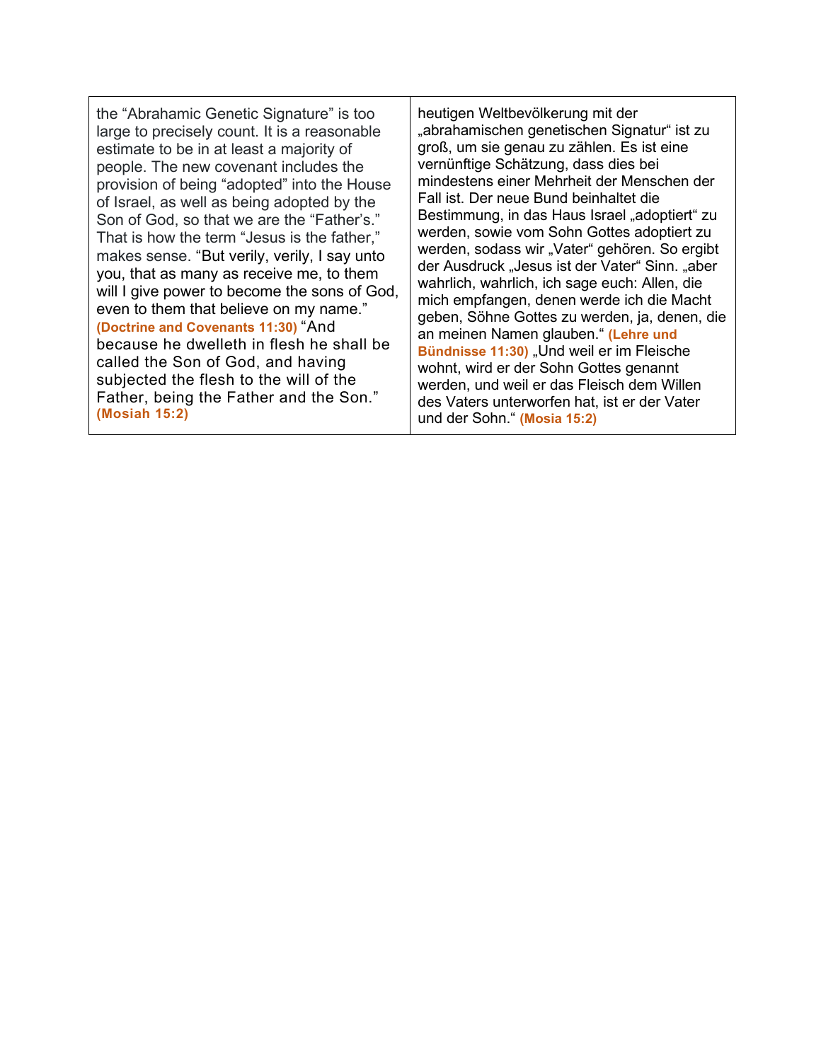| | |
|---|---|
| the “Abrahamic Genetic Signature” is too large to precisely count. It is a reasonable estimate to be in at least a majority of people. The new covenant includes the provision of being “adopted” into the House of Israel, as well as being adopted by the Son of God, so that we are the “Father’s.” That is how the term “Jesus is the father,” makes sense. “But verily, verily, I say unto you, that as many as receive me, to them will I give power to become the sons of God, even to them that believe on my name.” **(Doctrine and Covenants 11:30)** “And because he dwelleth in flesh he shall be called the Son of God, and having subjected the flesh to the will of the Father, being the Father and the Son.” **(Mosiah 15:2)** | heutigen Weltbevölkerung mit der „abrahamischen genetischen Signatur“ ist zu groß, um sie genau zu zählen. Es ist eine vernünftige Schätzung, dass dies bei mindestens einer Mehrheit der Menschen der Fall ist. Der neue Bund beinhaltet die Bestimmung, in das Haus Israel „adoptiert“ zu werden, sowie vom Sohn Gottes adoptiert zu werden, sodass wir „Vater“ gehören. So ergibt der Ausdruck „Jesus ist der Vater“ Sinn. „aber wahrlich, wahrlich, ich sage euch: Allen, die mich empfangen, denen werde ich die Macht geben, Söhne Gottes zu werden, ja, denen, die an meinen Namen glauben.“ **(Lehre und Bündnisse 11:30)** „Und weil er im Fleische wohnt, wird er der Sohn Gottes genannt werden, und weil er das Fleisch dem Willen des Vaters unterworfen hat, ist er der Vater und der Sohn.“ **(Mosia 15:2)** |